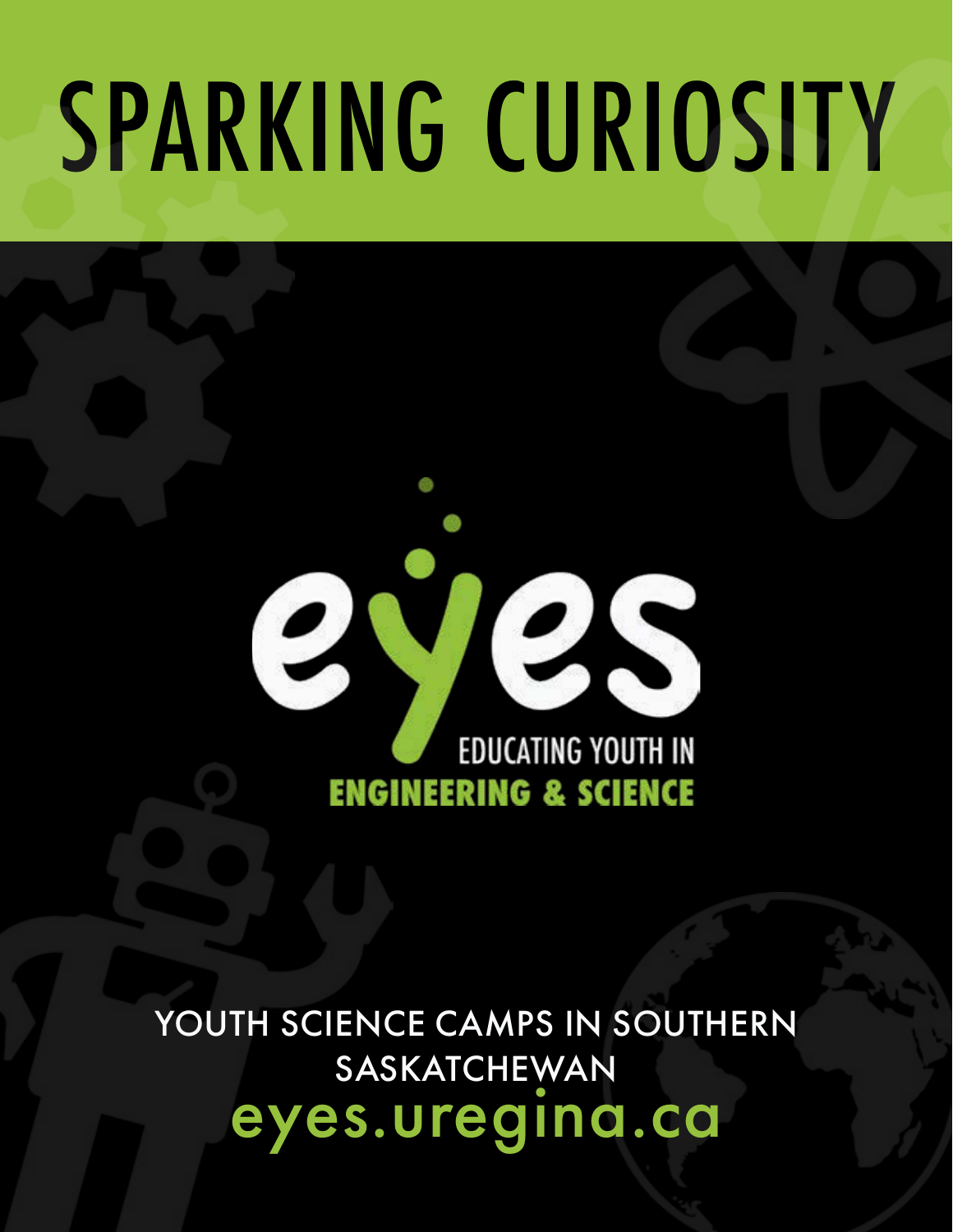# SPARKING CURIOSITY

eyes

EDUCATING YOUTH IN
**ENGINEERING & SCIENCE**

YOUTH SCIENCE CAMPS IN SOUTHERN SASKATCHEWAN

eyes.uregina.ca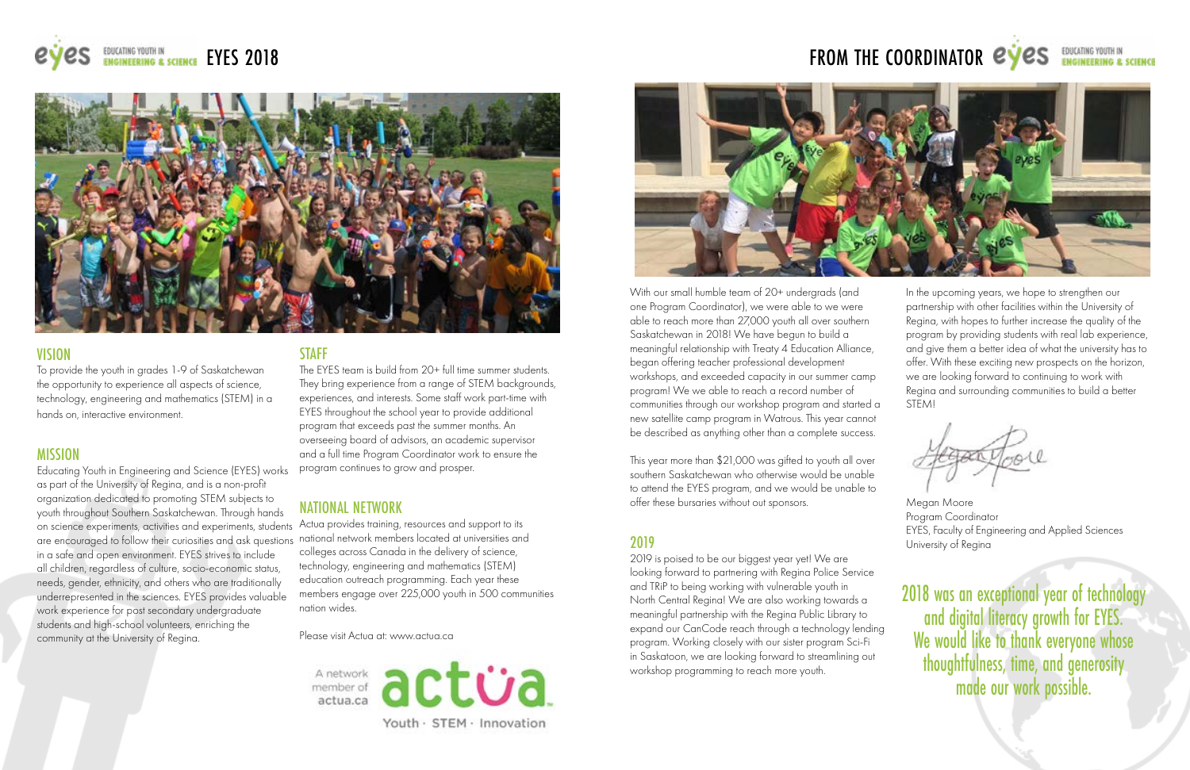# EYES 2018

## VISION

To provide the youth in grades 1-9 of Saskatchewan the opportunity to experience all aspects of science, technology, engineering and mathematics (STEM) in a hands on, interactive environment.

## MISSION

Educating Youth in Engineering and Science (EYES) works as part of the University of Regina, and is a non-profit organization dedicated to promoting STEM subjects to youth throughout Southern Saskatchewan. Through hands on science experiments, activities and experiments, students are encouraged to follow their curiosities and ask questions in a safe and open environment. EYES strives to include all children, regardless of culture, socio-economic status, needs, gender, ethnicity, and others who are traditionally underrepresented in the sciences. EYES provides valuable work experience for post secondary undergraduate students and high-school volunteers, enriching the community at the University of Regina.

## STAFF

The EYES team is build from 20+ full time summer students. They bring experience from a range of STEM backgrounds, experiences, and interests. Some staff work part-time with EYES throughout the school year to provide additional program that exceeds past the summer months. An overseeing board of advisors, an academic supervisor and a full time Program Coordinator work to ensure the program continues to grow and prosper.

## NATIONAL NETWORK

Actua provides training, resources and support to its national network members located at universities and colleges across Canada in the delivery of science, technology, engineering and mathematics (STEM) education outreach programming. Each year these members engage over 225,000 youth in 500 communities nation wides.

Please visit Actua at: www.actua.ca

A network member of actua.ca

actua

Youth · STEM · Innovation

# FROM THE COORDINATOR

With our small humble team of 20+ undergrads (and one Program Coordinator), we were able to we were able to reach more than 27,000 youth all over southern Saskatchewan in 2018! We have begun to build a meaningful relationship with Treaty 4 Education Alliance, began offering teacher professional development workshops, and exceeded capacity in our summer camp program! We we able to reach a record number of communities through our workshop program and started a new satellite camp program in Watrous. This year cannot be described as anything other than a complete success.

This year more than $21,000 was gifted to youth all over southern Saskatchewan who otherwise would be unable to attend the EYES program, and we would be unable to offer these bursaries without out sponsors.

## 2019

2019 is poised to be our biggest year yet! We are looking forward to partnering with Regina Police Service and TRiP to being working with vulnerable youth in North Central Regina! We are also working towards a meaningful partnership with the Regina Public Library to expand our CanCode reach through a technology lending program. Working closely with our sister program Sci-Fi in Saskatoon, we are looking forward to streamlining out workshop programming to reach more youth.

In the upcoming years, we hope to strengthen our partnership with other facilities within the University of Regina, with hopes to further increase the quality of the program by providing students with real lab experience, and give them a better idea of what the university has to offer. With these exciting new prospects on the horizon, we are looking forward to continuing to work with Regina and surrounding communities to build a better STEM!

Megan Moore
Program Coordinator
EYES, Faculty of Engineering and Applied Sciences
University of Regina

2018 was an exceptional year of technology and digital literacy growth for EYES. We would like to thank everyone whose thoughtfulness, time, and generosity made our work possible.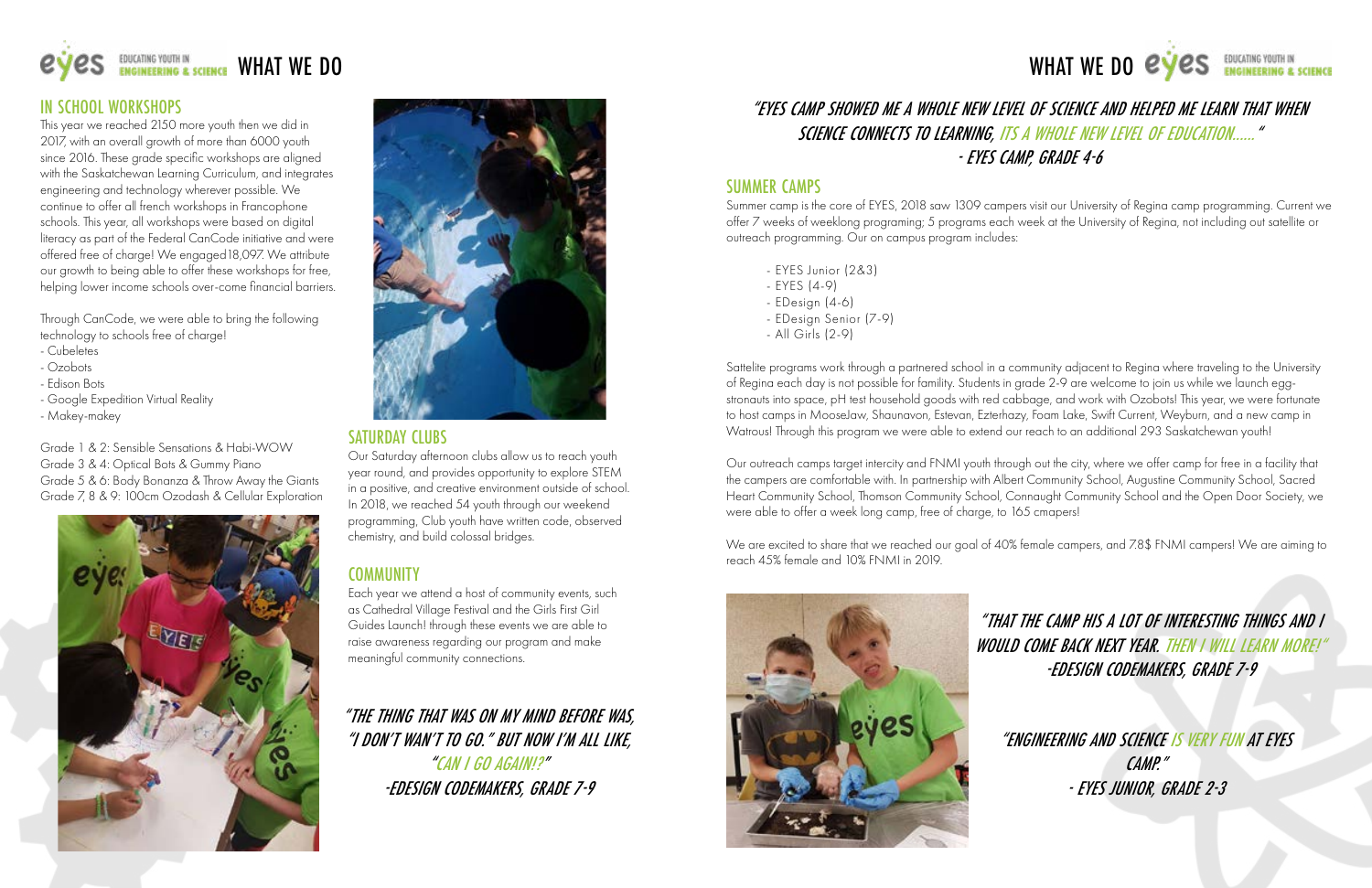# WHAT WE DO

## IN SCHOOL WORKSHOPS

This year we reached 2150 more youth then we did in 2017, with an overall growth of more than 6000 youth since 2016. These grade specific workshops are aligned with the Saskatchewan Learning Curriculum, and integrates engineering and technology wherever possible. We continue to offer all french workshops in Francophone schools. This year, all workshops were based on digital literacy as part of the Federal CanCode initiative and were offered free of charge! We engaged18,097. We attribute our growth to being able to offer these workshops for free, helping lower income schools over-come financial barriers.

Through CanCode, we were able to bring the following technology to schools free of charge!

- Cubeletes
- Ozobots
- Edison Bots
- Google Expedition Virtual Reality
- Makey-makey

Grade 1 & 2: Sensible Sensations & Habi-WOW
Grade 3 & 4: Optical Bots & Gummy Piano
Grade 5 & 6: Body Bonanza & Throw Away the Giants
Grade 7, 8 & 9: 100cm Ozodash & Cellular Exploration

## SATURDAY CLUBS

Our Saturday afternoon clubs allow us to reach youth year round, and provides opportunity to explore STEM in a positive, and creative environment outside of school. In 2018, we reached 54 youth through our weekend programming, Club youth have written code, observed chemistry, and build colossal bridges.

## COMMUNITY

Each year we attend a host of community events, such as Cathedral Village Festival and the Girls First Girl Guides Launch! through these events we are able to raise awareness regarding our program and make meaningful community connections.

*"THE THING THAT WAS ON MY MIND BEFORE WAS, "I DON'T WAN'T TO GO." BUT NOW I'M ALL LIKE, "CAN I GO AGAIN!?"*
*-EDESIGN CODEMAKERS, GRADE 7-9*

# WHAT WE DO

*"EYES CAMP SHOWED ME A WHOLE NEW LEVEL OF SCIENCE AND HELPED ME LEARN THAT WHEN SCIENCE CONNECTS TO LEARNING, ITS A WHOLE NEW LEVEL OF EDUCATION......"*
*- EYES CAMP, GRADE 4-6*

## SUMMER CAMPS

Summer camp is the core of EYES, 2018 saw 1309 campers visit our University of Regina camp programming. Current we offer 7 weeks of weeklong programing; 5 programs each week at the University of Regina, not including out satellite or outreach programming. Our on campus program includes:

- EYES Junior (2&3)
- EYES (4-9)
- EDesign (4-6)
- EDesign Senior (7-9)
- All Girls (2-9)

Sattelite programs work through a partnered school in a community adjacent to Regina where traveling to the University of Regina each day is not possible for familiy. Students in grade 2-9 are welcome to join us while we launch egg-stronauts into space, pH test household goods with red cabbage, and work with Ozobots! This year, we were fortunate to host camps in MooseJaw, Shaunavon, Estevan, Ezterhazy, Foam Lake, Swift Current, Weyburn, and a new camp in Watrous! Through this program we were able to extend our reach to an additional 293 Saskatchewan youth!

Our outreach camps target intercity and FNMI youth through out the city, where we offer camp for free in a facility that the campers are comfortable with. In partnership with Albert Community School, Augustine Community School, Sacred Heart Community School, Thomson Community School, Connaught Community School and the Open Door Society, we were able to offer a week long camp, free of charge, to 165 cmapers!

We are excited to share that we reached our goal of 40% female campers, and 7.8$ FNMI campers! We are aiming to reach 45% female and 10% FNMI in 2019.

*"THAT THE CAMP HIS A LOT OF INTERESTING THINGS AND I WOULD COME BACK NEXT YEAR. THEN I WILL LEARN MORE!"*
*-EDESIGN CODEMAKERS, GRADE 7-9*

*"ENGINEERING AND SCIENCE IS VERY FUN AT EYES CAMP."*
*- EYES JUNIOR, GRADE 2-3*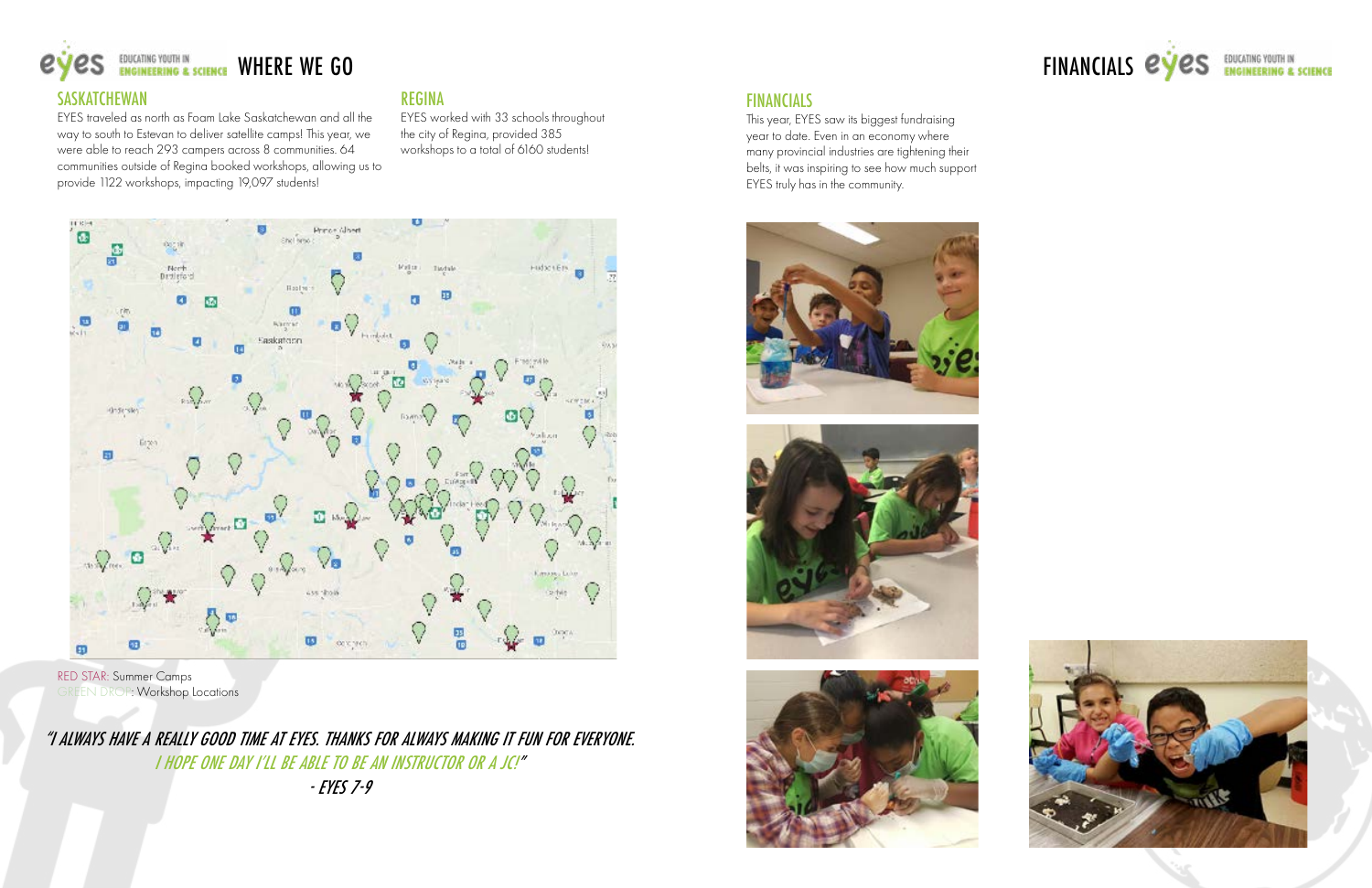## WHERE WE GO

### SASKATCHEWAN

EYES traveled as north as Foam Lake Saskatchewan and all the way to south to Estevan to deliver satellite camps! This year, we were able to reach 293 campers across 8 communities. 64 communities outside of Regina booked workshops, allowing us to provide 1122 workshops, impacting 19,097 students!

### REGINA

EYES worked with 33 schools throughout the city of Regina, provided 385 workshops to a total of 6160 students!

RED STAR: Summer Camps
GREEN DROP: Workshop Locations

*"I ALWAYS HAVE A REALLY GOOD TIME AT EYES. THANKS FOR ALWAYS MAKING IT FUN FOR EVERYONE. I HOPE ONE DAY I'LL BE ABLE TO BE AN INSTRUCTOR OR A JC!"*
*- EYES 7-9*

## FINANCIALS

### FINANCIALS

This year, EYES saw its biggest fundraising year to date. Even in an economy where many provincial industries are tightening their belts, it was inspiring to see how much support EYES truly has in the community.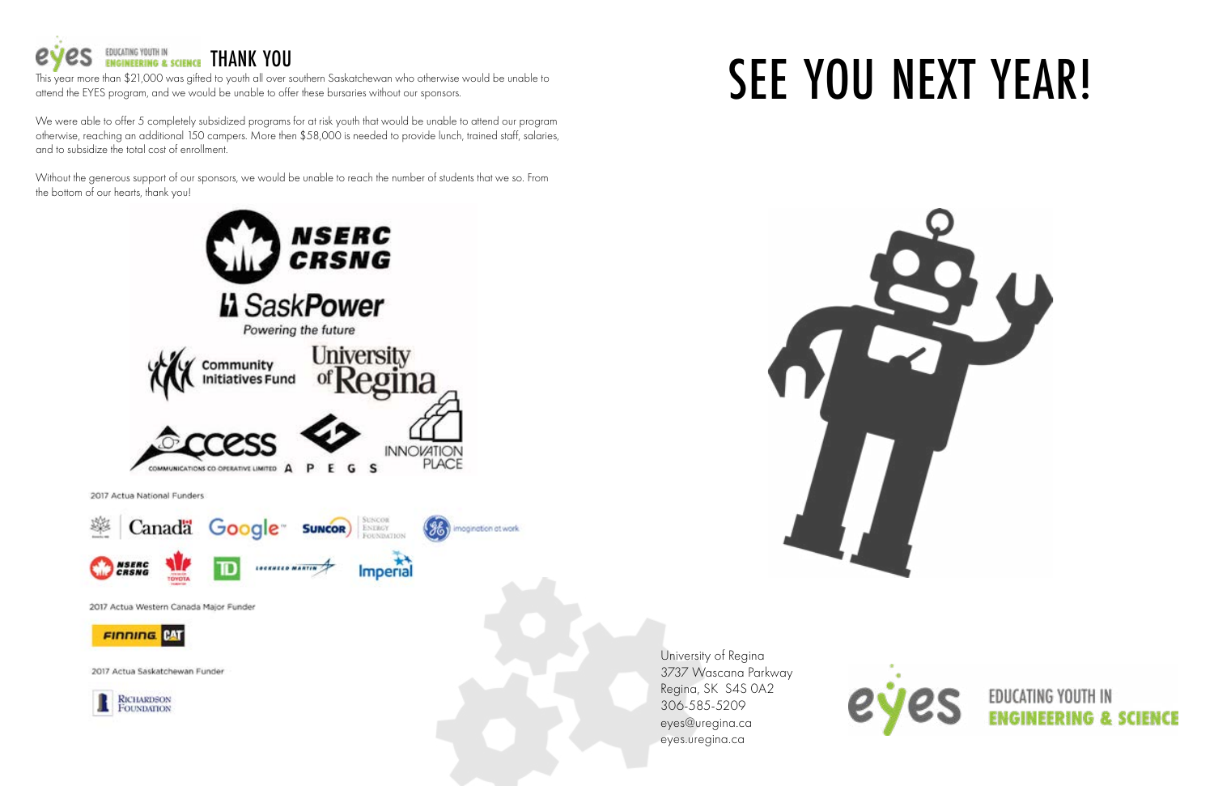## THANK YOU

This year more than $21,000 was gifted to youth all over southern Saskatchewan who otherwise would be unable to attend the EYES program, and we would be unable to offer these bursaries without our sponsors.

We were able to offer 5 completely subsidized programs for at risk youth that would be unable to attend our program otherwise, reaching an additional 150 campers. More then $58,000 is needed to provide lunch, trained staff, salaries, and to subsidize the total cost of enrollment.

Without the generous support of our sponsors, we would be unable to reach the number of students that we so. From the bottom of our hearts, thank you!

2017 Actua National Funders

2017 Actua Western Canada Major Funder

2017 Actua Saskatchewan Funder

# SEE YOU NEXT YEAR!

University of Regina
3737 Wascana Parkway
Regina, SK S4S 0A2
306-585-5209
eyes@uregina.ca
eyes.uregina.ca

EDUCATING YOUTH IN ENGINEERING & SCIENCE